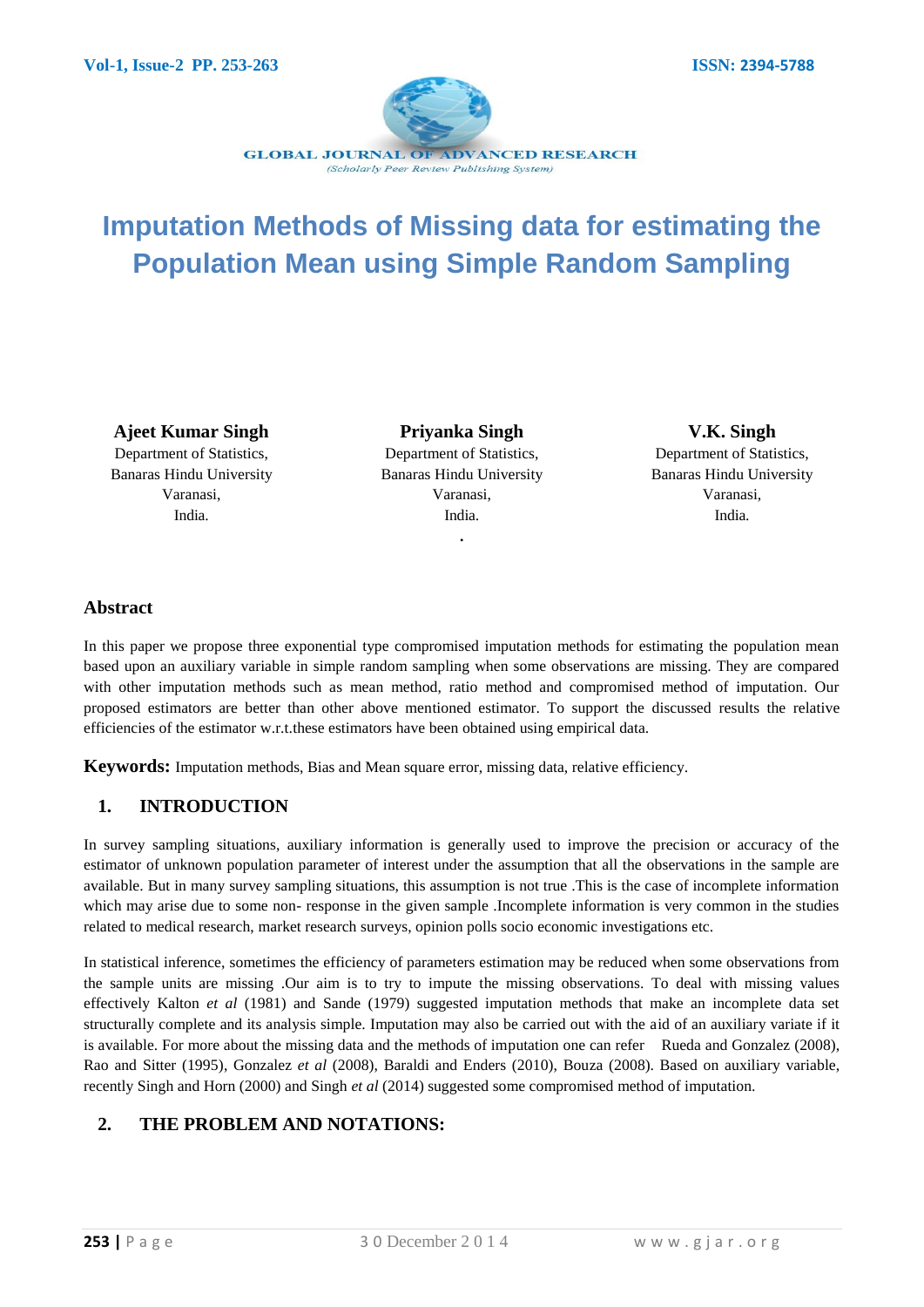# Imputation Methods of Missing data for estimating the Population Mean using Simple Random Sampling

**Ajeet Kumar Singh**
Department of Statistics,
Banaras Hindu University
Varanasi,
India.

**Priyanka Singh**
Department of Statistics,
Banaras Hindu University
Varanasi,
India.

**V.K. Singh**
Department of Statistics,
Banaras Hindu University
Varanasi,
India.

## Abstract

In this paper we propose three exponential type compromised imputation methods for estimating the population mean based upon an auxiliary variable in simple random sampling when some observations are missing. They are compared with other imputation methods such as mean method, ratio method and compromised method of imputation. Our proposed estimators are better than other above mentioned estimator. To support the discussed results the relative efficiencies of the estimator w.r.t.these estimators have been obtained using empirical data.

**Keywords:** Imputation methods, Bias and Mean square error, missing data, relative efficiency.

## 1. INTRODUCTION

In survey sampling situations, auxiliary information is generally used to improve the precision or accuracy of the estimator of unknown population parameter of interest under the assumption that all the observations in the sample are available. But in many survey sampling situations, this assumption is not true .This is the case of incomplete information which may arise due to some non- response in the given sample .Incomplete information is very common in the studies related to medical research, market research surveys, opinion polls socio economic investigations etc.

In statistical inference, sometimes the efficiency of parameters estimation may be reduced when some observations from the sample units are missing .Our aim is to try to impute the missing observations. To deal with missing values effectively Kalton *et al* (1981) and Sande (1979) suggested imputation methods that make an incomplete data set structurally complete and its analysis simple. Imputation may also be carried out with the aid of an auxiliary variate if it is available. For more about the missing data and the methods of imputation one can refer Rueda and Gonzalez (2008), Rao and Sitter (1995), Gonzalez *et al* (2008), Baraldi and Enders (2010), Bouza (2008). Based on auxiliary variable, recently Singh and Horn (2000) and Singh *et al* (2014) suggested some compromised method of imputation.

## 2. THE PROBLEM AND NOTATIONS: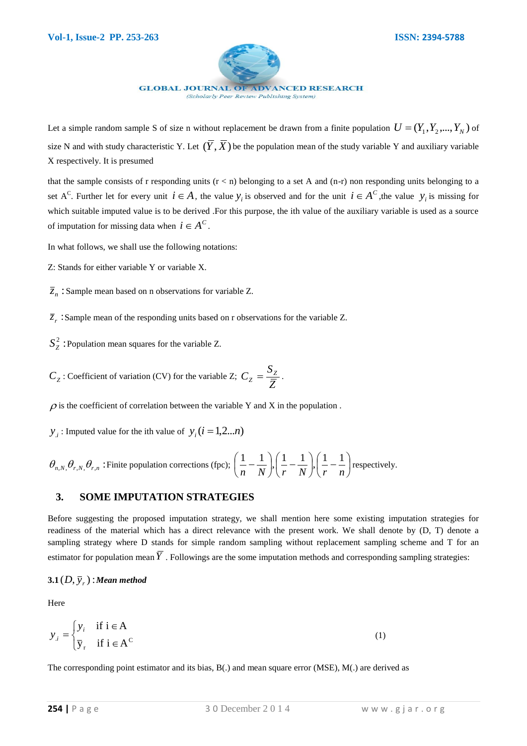Let a simple random sample S of size n without replacement be drawn from a finite population $U = (Y_1, Y_2, ..., Y_N)$ of size N and with study characteristic Y. Let $(\bar{Y}, \bar{X})$ be the population mean of the study variable Y and auxiliary variable X respectively. It is presumed

that the sample consists of r responding units (r < n) belonging to a set A and (n-r) non responding units belonging to a set $A^C$. Further let for every unit $i \in A$, the value $y_i$ is observed and for the unit $i \in A^C$,the value $y_i$ is missing for which suitable imputed value is to be derived .For this purpose, the ith value of the auxiliary variable is used as a source of imputation for missing data when $i \in A^C$.

In what follows, we shall use the following notations:

Z: Stands for either variable Y or variable X.

$\bar{z}_n$ : Sample mean based on n observations for variable Z.

$\bar{z}_r$ :Sample mean of the responding units based on r observations for the variable Z.

$S_Z^2$ :Population mean squares for the variable Z.

$C_Z$ : Coefficient of variation (CV) for the variable Z; $C_Z = \dfrac{S_Z}{\bar{Z}}$.

$\rho$ is the coefficient of correlation between the variable Y and X in the population .

$y_{.i}$ : Imputed value for the ith value of $y_i (i = 1,2...n)$

$\theta_{n,N,} \theta_{r,N,} \theta_{r,n}$ :Finite population corrections (fpc); $\left(\dfrac{1}{n} - \dfrac{1}{N}\right), \left(\dfrac{1}{r} - \dfrac{1}{N}\right), \left(\dfrac{1}{r} - \dfrac{1}{n}\right)$ respectively.

## 3. SOME IMPUTATION STRATEGIES

Before suggesting the proposed imputation strategy, we shall mention here some existing imputation strategies for readiness of the material which has a direct relevance with the present work. We shall denote by (D, T) denote a sampling strategy where D stands for simple random sampling without replacement sampling scheme and T for an estimator for population mean $\bar{Y}$ . Followings are the some imputation methods and corresponding sampling strategies:

**3.1** $(D, \bar{y}_r)$ **:** ***Mean method***

Here

$$y_{.i} = \begin{cases} y_i & \text{if } i \in A \\ \bar{y}_r & \text{if } i \in A^C \end{cases} \tag{1}$$

The corresponding point estimator and its bias, B(.) and mean square error (MSE), M(.) are derived as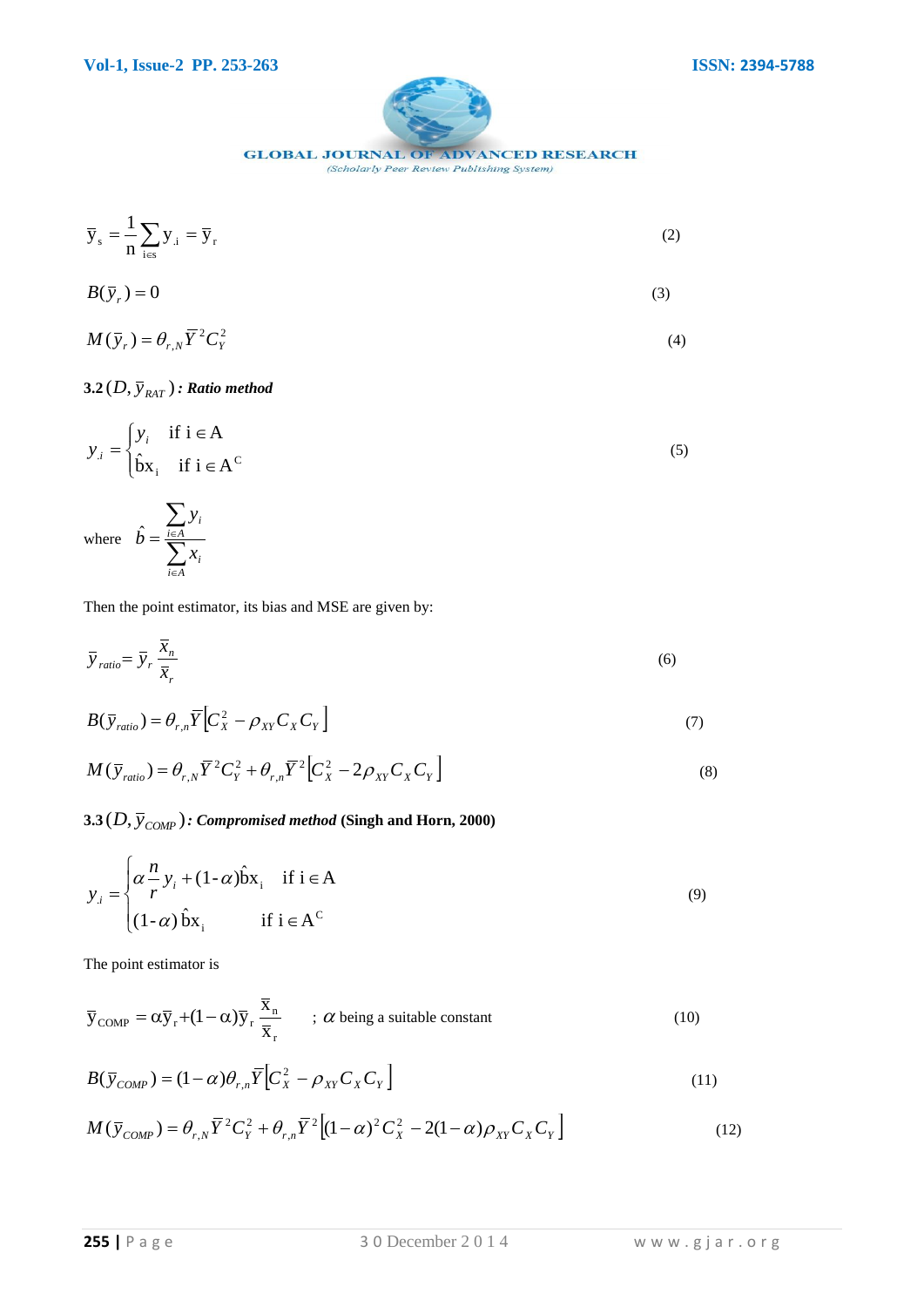$$\bar{y}_s = \frac{1}{n}\sum_{i\in s} y_{.i} = \bar{y}_r \tag{2}$$

$$B(\bar{y}_r) = 0 \tag{3}$$

$$M(\bar{y}_r) = \theta_{r,N}\bar{Y}^2 C_Y^2 \tag{4}$$

**3.2** $(D, \bar{y}_{RAT})$ **: *Ratio method***

$$y_{.i} = \begin{cases} y_i & \text{if } i \in A \\ \hat{b}x_i & \text{if } i \in A^C \end{cases} \tag{5}$$

where $\hat{b} = \dfrac{\sum_{i\in A} y_i}{\sum_{i\in A} x_i}$

Then the point estimator, its bias and MSE are given by:

$$\bar{y}_{ratio} = \bar{y}_r \frac{\bar{x}_n}{\bar{x}_r} \tag{6}$$

$$B(\bar{y}_{ratio}) = \theta_{r,n}\bar{Y}\left[C_X^2 - \rho_{XY}C_X C_Y\right] \tag{7}$$

$$M(\bar{y}_{ratio}) = \theta_{r,N}\bar{Y}^2 C_Y^2 + \theta_{r,n}\bar{Y}^2\left[C_X^2 - 2\rho_{XY}C_X C_Y\right] \tag{8}$$

**3.3** $(D, \bar{y}_{COMP})$**: *Compromised method* (Singh and Horn, 2000)**

$$y_{.i} = \begin{cases} \alpha\dfrac{n}{r}y_i + (1-\alpha)\hat{b}x_i & \text{if } i \in A \\ (1-\alpha)\,\hat{b}x_i & \text{if } i \in A^C \end{cases} \tag{9}$$

The point estimator is

$$\bar{y}_{COMP} = \alpha\bar{y}_r + (1-\alpha)\bar{y}_r\frac{\bar{x}_n}{\bar{x}_r} \quad ; \alpha \text{ being a suitable constant} \tag{10}$$

$$B(\bar{y}_{COMP}) = (1-\alpha)\theta_{r,n}\bar{Y}\left[C_X^2 - \rho_{XY}C_X C_Y\right] \tag{11}$$

$$M(\bar{y}_{COMP}) = \theta_{r,N}\bar{Y}^2 C_Y^2 + \theta_{r,n}\bar{Y}^2\left[(1-\alpha)^2 C_X^2 - 2(1-\alpha)\rho_{XY}C_X C_Y\right] \tag{12}$$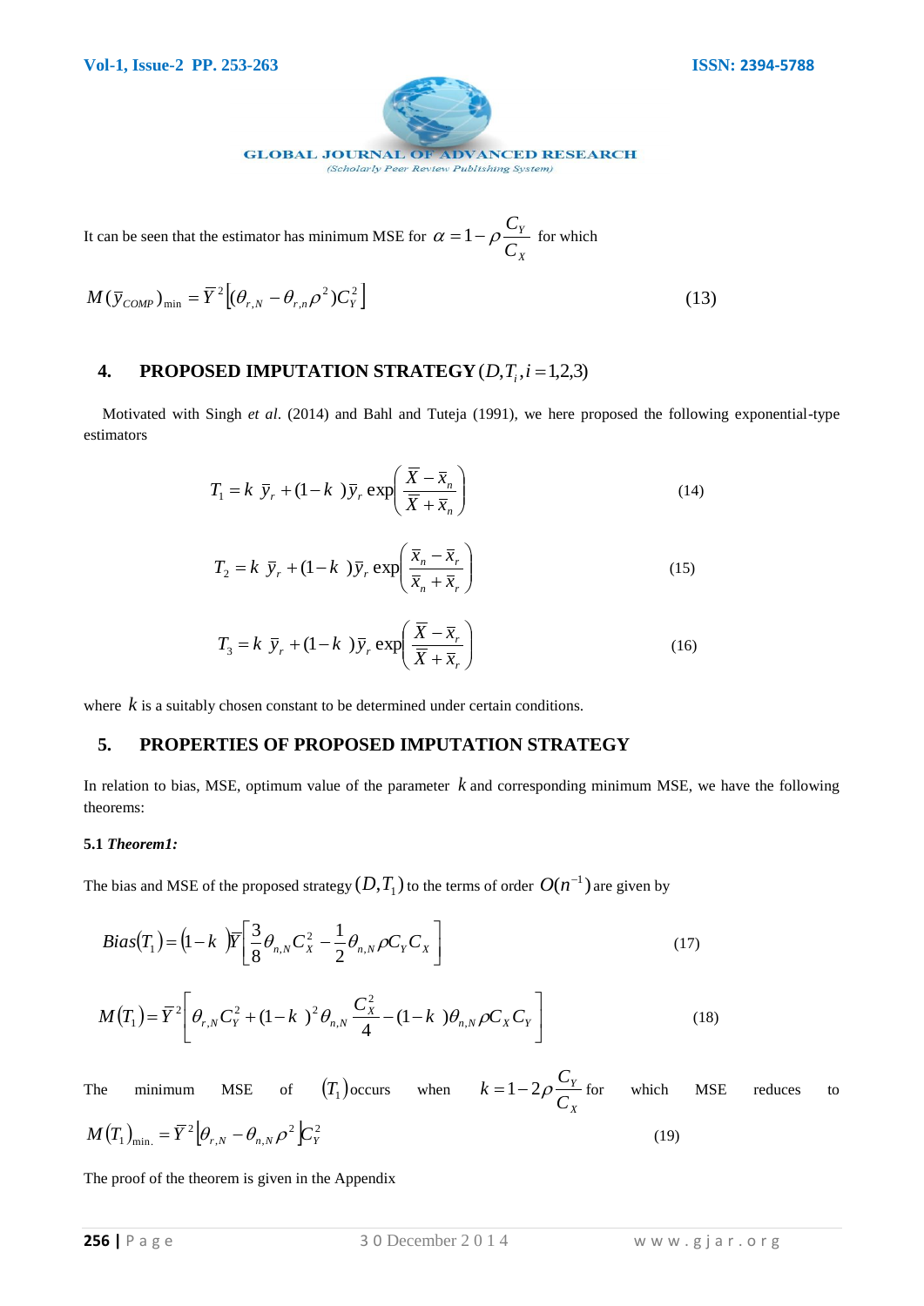It can be seen that the estimator has minimum MSE for $\alpha = 1 - \rho \dfrac{C_Y}{C_X}$ for which

$$M(\bar{y}_{COMP})_{\min} = \bar{Y}^2 \left[ (\theta_{r,N} - \theta_{r,n} \rho^2) C_Y^2 \right] \tag{13}$$

## 4. PROPOSED IMPUTATION STRATEGY $(D, T_i, i = 1,2,3)$

Motivated with Singh *et al*. (2014) and Bahl and Tuteja (1991), we here proposed the following exponential-type estimators

$$T_1 = k\ \bar{y}_r + (1-k)\bar{y}_r \exp\left( \frac{\bar{X} - \bar{x}_n}{\bar{X} + \bar{x}_n} \right) \tag{14}$$

$$T_2 = k\ \bar{y}_r + (1-k)\bar{y}_r \exp\left( \frac{\bar{x}_n - \bar{x}_r}{\bar{x}_n + \bar{x}_r} \right) \tag{15}$$

$$T_3 = k\ \bar{y}_r + (1-k)\bar{y}_r \exp\left( \frac{\bar{X} - \bar{x}_r}{\bar{X} + \bar{x}_r} \right) \tag{16}$$

where $k$ is a suitably chosen constant to be determined under certain conditions.

## 5. PROPERTIES OF PROPOSED IMPUTATION STRATEGY

In relation to bias, MSE, optimum value of the parameter $k$ and corresponding minimum MSE, we have the following theorems:

### 5.1 *Theorem1:*

The bias and MSE of the proposed strategy $(D, T_1)$ to the terms of order $O(n^{-1})$ are given by

$$Bias(T_1) = (1-k)\bar{Y}\left[ \frac{3}{8}\theta_{n,N} C_X^2 - \frac{1}{2}\theta_{n,N} \rho C_Y C_X \right] \tag{17}$$

$$M(T_1) = \bar{Y}^2 \left[ \theta_{r,N} C_Y^2 + (1-k)^2 \theta_{n,N} \frac{C_X^2}{4} - (1-k)\theta_{n,N} \rho C_X C_Y \right] \tag{18}$$

The minimum MSE of $(T_1)$ occurs when $k = 1 - 2\rho \dfrac{C_Y}{C_X}$ for which MSE reduces to

$$M(T_1)_{\min.} = \bar{Y}^2 \left[ \theta_{r,N} - \theta_{n,N} \rho^2 \right] C_Y^2 \tag{19}$$

The proof of the theorem is given in the Appendix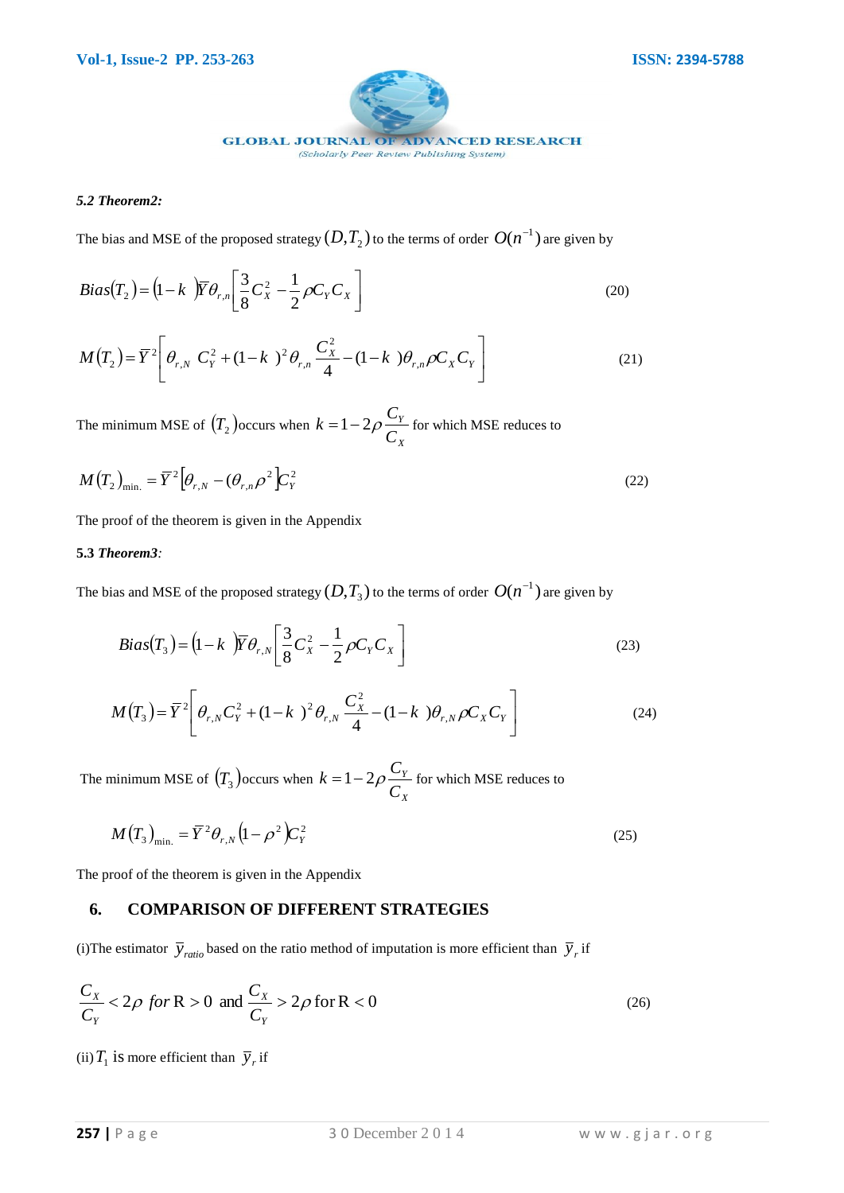### 5.2 *Theorem2:*

The bias and MSE of the proposed strategy $(D, T_2)$ to the terms of order $O(n^{-1})$ are given by

$$Bias(T_2) = (1-k)\bar{Y}\theta_{r,n}\left[\frac{3}{8}C_X^2 - \frac{1}{2}\rho C_Y C_X\right] \tag{20}$$

$$M(T_2) = \bar{Y}^2\left[\theta_{r,N}\ C_Y^2 + (1-k)^2\theta_{r,n}\frac{C_X^2}{4} - (1-k)\theta_{r,n}\rho C_X C_Y\right] \tag{21}$$

The minimum MSE of $(T_2)$ occurs when $k = 1 - 2\rho\dfrac{C_Y}{C_X}$ for which MSE reduces to

$$M(T_2)_{\min.} = \bar{Y}^2\left[\theta_{r,N} - (\theta_{r,n}\rho^2\right]C_Y^2 \tag{22}$$

The proof of the theorem is given in the Appendix

### 5.3 *Theorem3:*

The bias and MSE of the proposed strategy $(D, T_3)$ to the terms of order $O(n^{-1})$ are given by

$$Bias(T_3) = (1-k)\bar{Y}\theta_{r,N}\left[\frac{3}{8}C_X^2 - \frac{1}{2}\rho C_Y C_X\right] \tag{23}$$

$$M(T_3) = \bar{Y}^2\left[\theta_{r,N} C_Y^2 + (1-k)^2\theta_{r,N}\frac{C_X^2}{4} - (1-k)\theta_{r,N}\rho C_X C_Y\right] \tag{24}$$

The minimum MSE of $(T_3)$ occurs when $k = 1 - 2\rho\dfrac{C_Y}{C_X}$ for which MSE reduces to

$$M(T_3)_{\min.} = \bar{Y}^2\theta_{r,N}\left(1-\rho^2\right)C_Y^2 \tag{25}$$

The proof of the theorem is given in the Appendix

## 6. COMPARISON OF DIFFERENT STRATEGIES

(i)The estimator $\bar{y}_{ratio}$ based on the ratio method of imputation is more efficient than $\bar{y}_r$ if

$$\frac{C_X}{C_Y} < 2\rho \ for\ \mathrm{R} > 0 \ \text{ and } \ \frac{C_X}{C_Y} > 2\rho \ \text{for}\ \mathrm{R} < 0 \tag{26}$$

(ii) $T_1$ is more efficient than $\bar{y}_r$ if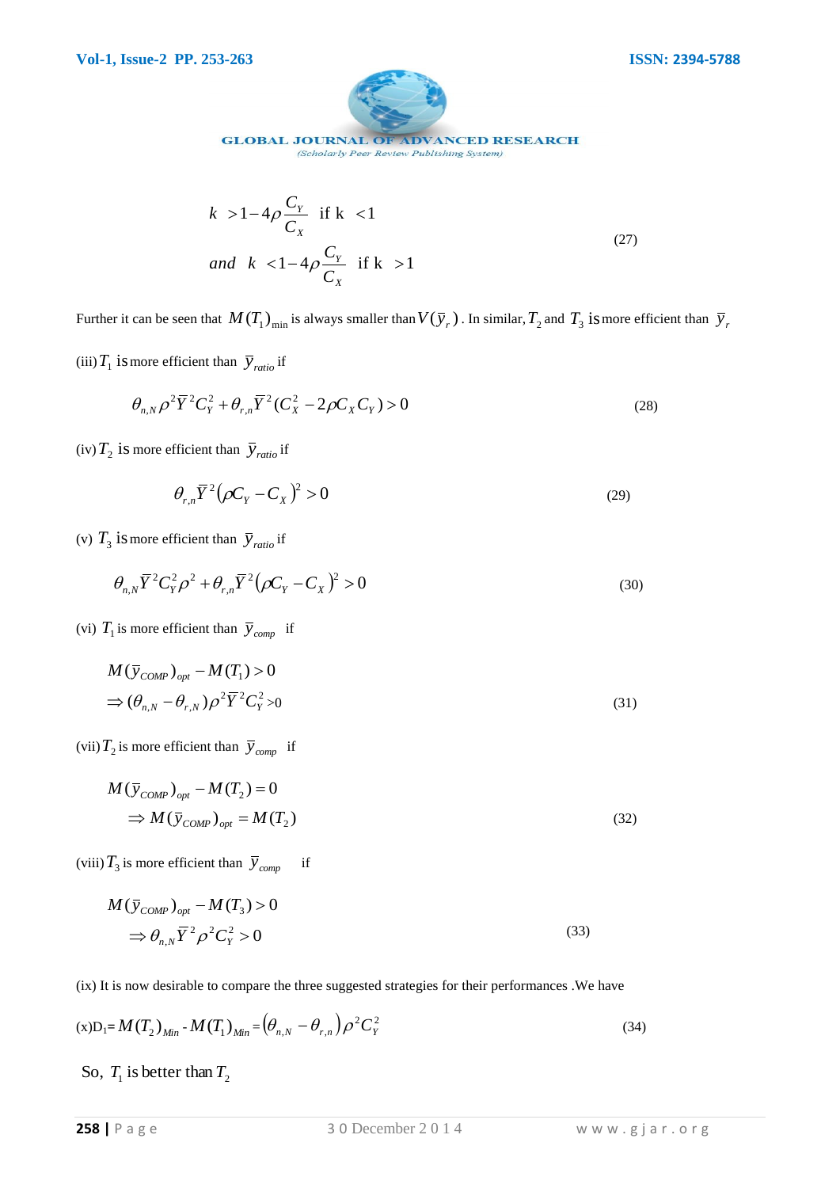$$k > 1 - 4\rho\frac{C_Y}{C_X} \text{ if k } < 1$$
$$and \;\; k < 1 - 4\rho\frac{C_Y}{C_X} \text{ if k } > 1 \tag{27}$$

Further it can be seen that $M(T_1)_{\min}$ is always smaller than $V(\bar{y}_r)$. In similar, $T_2$ and $T_3$ is more efficient than $\bar{y}_r$

(iii) $T_1$ is more efficient than $\bar{y}_{ratio}$ if

$$\theta_{n,N}\rho^2\bar{Y}^2C_Y^2 + \theta_{r,n}\bar{Y}^2(C_X^2 - 2\rho C_X C_Y) > 0 \tag{28}$$

(iv) $T_2$ is more efficient than $\bar{y}_{ratio}$ if

$$\theta_{r,n}\bar{Y}^2(\rho C_Y - C_X)^2 > 0 \tag{29}$$

(v) $T_3$ is more efficient than $\bar{y}_{ratio}$ if

$$\theta_{n,N}\bar{Y}^2C_Y^2\rho^2 + \theta_{r,n}\bar{Y}^2(\rho C_Y - C_X)^2 > 0 \tag{30}$$

(vi) $T_1$ is more efficient than $\bar{y}_{comp}$ if

$$M(\bar{y}_{COMP})_{opt} - M(T_1) > 0$$
$$\Rightarrow (\theta_{n,N} - \theta_{r,N})\rho^2\bar{Y}^2C_Y^2 > 0 \tag{31}$$

(vii) $T_2$ is more efficient than $\bar{y}_{comp}$ if

$$M(\bar{y}_{COMP})_{opt} - M(T_2) = 0$$
$$\Rightarrow M(\bar{y}_{COMP})_{opt} = M(T_2) \tag{32}$$

(viii) $T_3$ is more efficient than $\bar{y}_{comp}$ if

$$M(\bar{y}_{COMP})_{opt} - M(T_3) > 0$$
$$\Rightarrow \theta_{n,N}\bar{Y}^2\rho^2C_Y^2 > 0 \tag{33}$$

(ix) It is now desirable to compare the three suggested strategies for their performances .We have

(x) $D_1 = M(T_2)_{Min} - M(T_1)_{Min} = (\theta_{n,N} - \theta_{r,n})\rho^2C_Y^2$ (34)

So, $T_1$ is better than $T_2$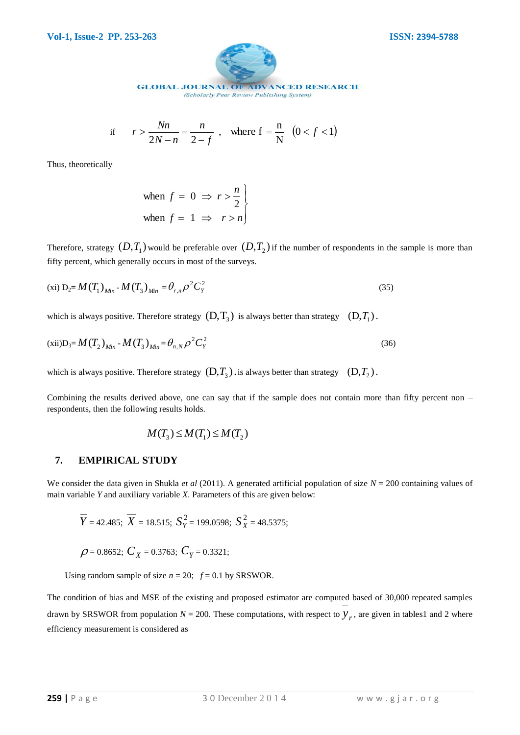$$\text{if} \quad r > \frac{Nn}{2N-n} = \frac{n}{2-f} \,, \quad \text{where } f = \frac{n}{N} \quad (0 < f < 1)$$

Thus, theoretically

$$\left.\begin{array}{l} \text{when } f = 0 \Rightarrow r > \dfrac{n}{2} \\ \text{when } f = 1 \Rightarrow r > n \end{array}\right\}$$

Therefore, strategy $(D, T_1)$ would be preferable over $(D, T_2)$ if the number of respondents in the sample is more than fifty percent, which generally occurs in most of the surveys.

(xi) $D_2 = M(T_1)_{Min} - M(T_3)_{Min} = \theta_{r,n} \rho^2 C_Y^2$ (35)

which is always positive. Therefore strategy $(D, T_3)$ is always better than strategy $(D, T_1)$.

(xii) $D_3 = M(T_2)_{Min} - M(T_3)_{Min} = \theta_{n,N} \rho^2 C_Y^2$ (36)

which is always positive. Therefore strategy $(D, T_3)$. is always better than strategy $(D, T_2)$.

Combining the results derived above, one can say that if the sample does not contain more than fifty percent non – respondents, then the following results holds.

$$M(T_3) \le M(T_1) \le M(T_2)$$

## 7. EMPIRICAL STUDY

We consider the data given in Shukla *et al* (2011). A generated artificial population of size $N$ = 200 containing values of main variable $Y$ and auxiliary variable $X$. Parameters of this are given below:

$\overline{Y}$ = 42.485; $\overline{X}$ = 18.515; $S_Y^2$ = 199.0598; $S_X^2$ = 48.5375;

$\rho$ = 0.8652; $C_X$ = 0.3763; $C_Y$ = 0.3321;

Using random sample of size $n$ = 20; $f$ = 0.1 by SRSWOR.

The condition of bias and MSE of the existing and proposed estimator are computed based of 30,000 repeated samples drawn by SRSWOR from population $N$ = 200. These computations, with respect to $\overline{y}_r$, are given in tables1 and 2 where efficiency measurement is considered as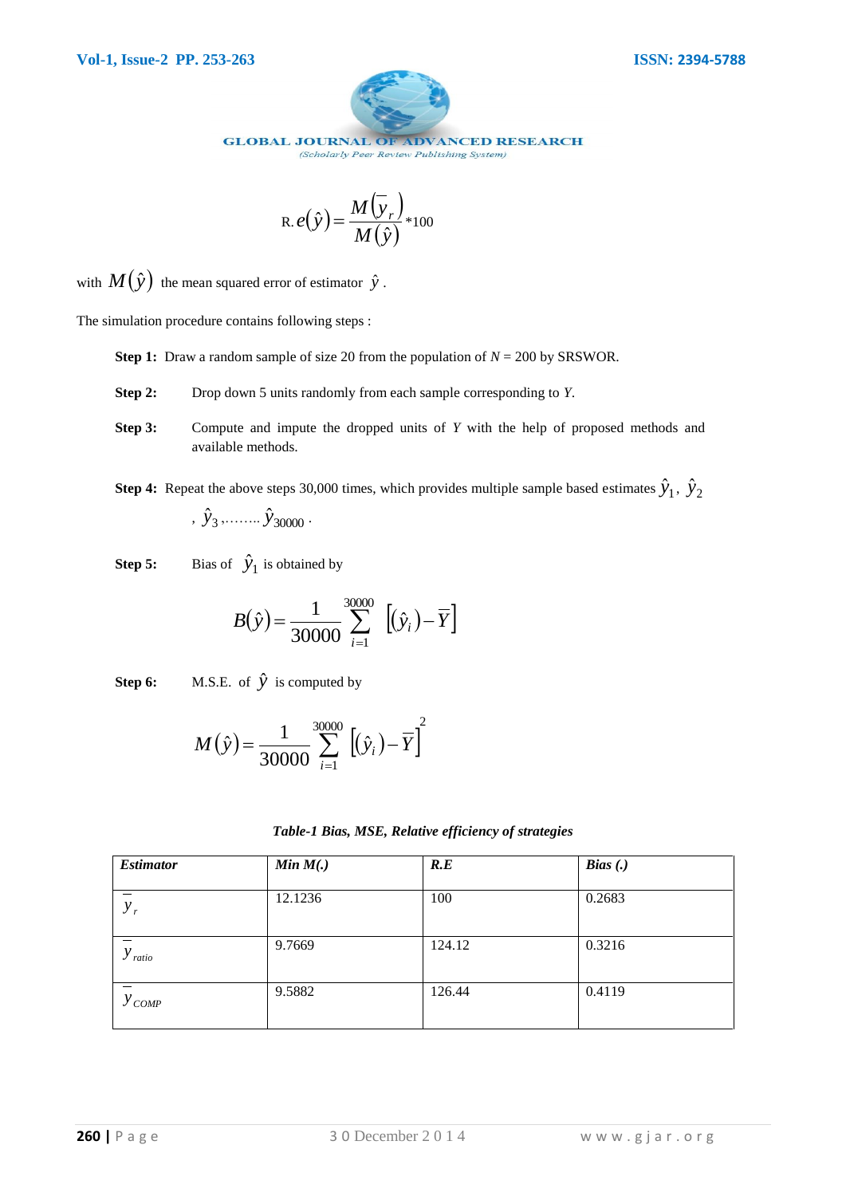$$R.e(\hat{y}) = \frac{M(\bar{y}_r)}{M(\hat{y})} * 100$$

with $M(\hat{y})$ the mean squared error of estimator $\hat{y}$.

The simulation procedure contains following steps :

**Step 1:** Draw a random sample of size 20 from the population of $N$ = 200 by SRSWOR.

**Step 2:** Drop down 5 units randomly from each sample corresponding to $Y$.

**Step 3:** Compute and impute the dropped units of $Y$ with the help of proposed methods and available methods.

**Step 4:** Repeat the above steps 30,000 times, which provides multiple sample based estimates $\hat{y}_1$, $\hat{y}_2$, $\hat{y}_3$,........ $\hat{y}_{30000}$.

**Step 5:** Bias of $\hat{y}_1$ is obtained by

$$B(\hat{y}) = \frac{1}{30000} \sum_{i=1}^{30000} \left[ (\hat{y}_i) - \bar{Y} \right]$$

**Step 6:** M.S.E. of $\hat{y}$ is computed by

$$M(\hat{y}) = \frac{1}{30000} \sum_{i=1}^{30000} \left[ (\hat{y}_i) - \bar{Y} \right]^2$$

***Table-1 Bias, MSE, Relative efficiency of strategies***

| *Estimator* | *Min M(.)* | *R.E* | *Bias (.)* |
|---|---|---|---|
| $\bar{y}_r$ | 12.1236 | 100 | 0.2683 |
| $\bar{y}_{ratio}$ | 9.7669 | 124.12 | 0.3216 |
| $\bar{y}_{COMP}$ | 9.5882 | 126.44 | 0.4119 |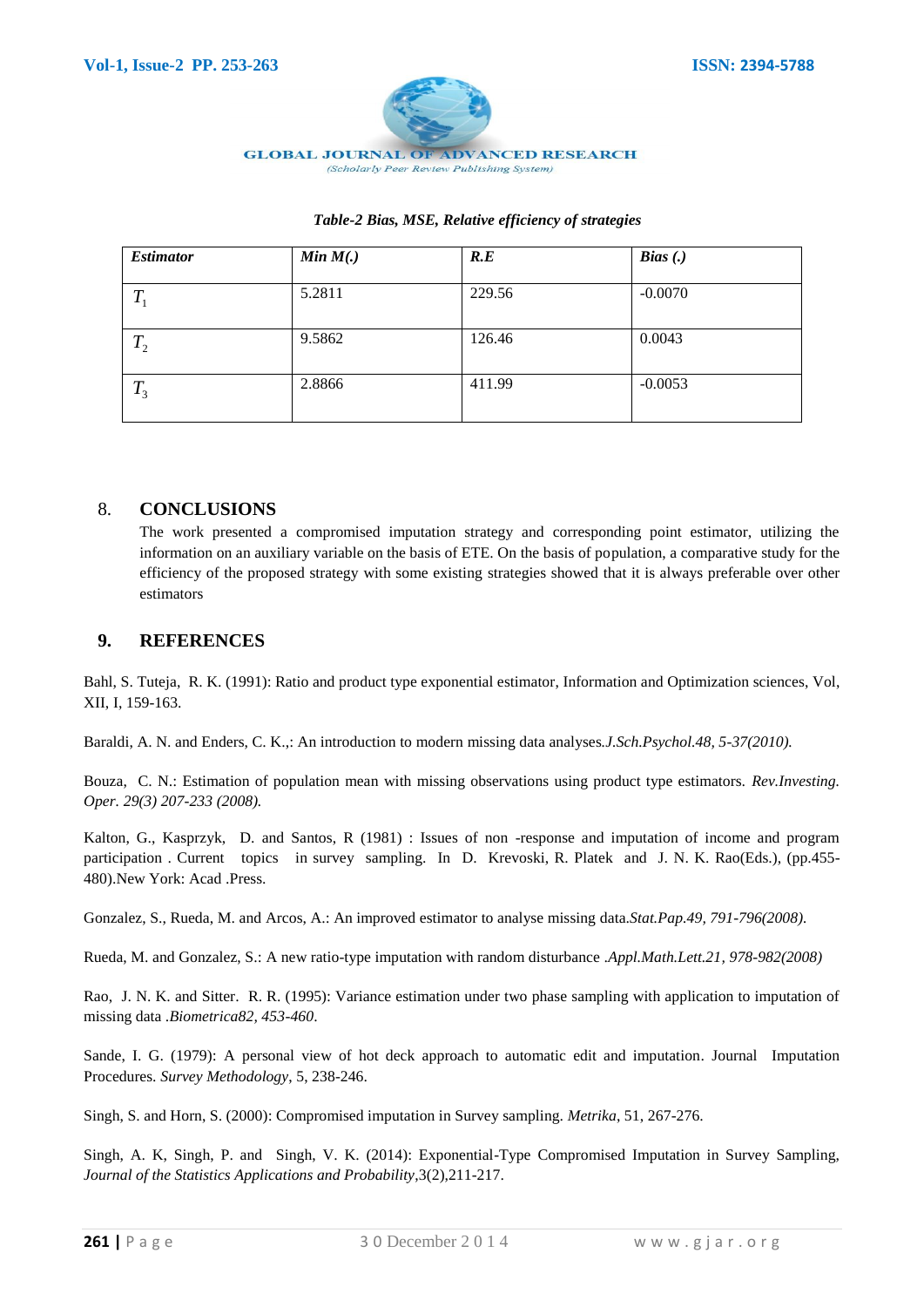*Table-2 Bias, MSE, Relative efficiency of strategies*

| *Estimator* | *Min M(.)* | *R.E* | *Bias (.)* |
|---|---|---|---|
| $T_1$ | 5.2811 | 229.56 | -0.0070 |
| $T_2$ | 9.5862 | 126.46 | 0.0043 |
| $T_3$ | 2.8866 | 411.99 | -0.0053 |

## 8. CONCLUSIONS

The work presented a compromised imputation strategy and corresponding point estimator, utilizing the information on an auxiliary variable on the basis of ETE. On the basis of population, a comparative study for the efficiency of the proposed strategy with some existing strategies showed that it is always preferable over other estimators

## 9. REFERENCES

Bahl, S. Tuteja, R. K. (1991): Ratio and product type exponential estimator, Information and Optimization sciences, Vol, XII, I, 159-163.

Baraldi, A. N. and Enders, C. K.,: An introduction to modern missing data analyses.*J.Sch.Psychol.48, 5-37(2010).*

Bouza, C. N.: Estimation of population mean with missing observations using product type estimators. *Rev.Investing. Oper. 29(3) 207-233 (2008).*

Kalton, G., Kasprzyk, D. and Santos, R (1981) : Issues of non -response and imputation of income and program participation . Current topics in survey sampling. In D. Krevoski, R. Platek and J. N. K. Rao(Eds.), (pp.455-480).New York: Acad .Press.

Gonzalez, S., Rueda, M. and Arcos, A.: An improved estimator to analyse missing data.*Stat.Pap.49, 791-796(2008).*

Rueda, M. and Gonzalez, S.: A new ratio-type imputation with random disturbance *.Appl.Math.Lett.21, 978-982(2008)*

Rao, J. N. K. and Sitter. R. R. (1995): Variance estimation under two phase sampling with application to imputation of missing data .*Biometrica82, 453-460*.

Sande, I. G. (1979): A personal view of hot deck approach to automatic edit and imputation. Journal Imputation Procedures. *Survey Methodology*, 5, 238-246.

Singh, S. and Horn, S. (2000): Compromised imputation in Survey sampling. *Metrika*, 51, 267-276.

Singh, A. K, Singh, P. and Singh, V. K. (2014): Exponential-Type Compromised Imputation in Survey Sampling, *Journal of the Statistics Applications and Probability*,3(2),211-217.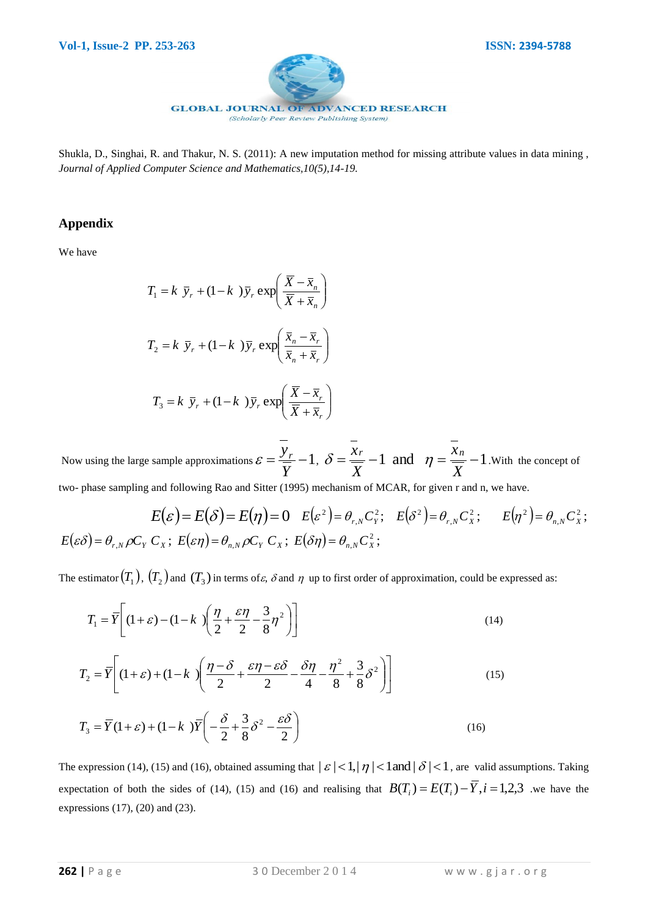Shukla, D., Singhai, R. and Thakur, N. S. (2011): A new imputation method for missing attribute values in data mining , *Journal of Applied Computer Science and Mathematics,10(5),14-19.*

## Appendix

We have

$$T_1 = k\ \bar{y}_r + (1-k\ )\bar{y}_r \exp\left(\frac{\bar{X}-\bar{x}_n}{\bar{X}+\bar{x}_n}\right)$$

$$T_2 = k\ \bar{y}_r + (1-k\ )\bar{y}_r \exp\left(\frac{\bar{x}_n-\bar{x}_r}{\bar{x}_n+\bar{x}_r}\right)$$

$$T_3 = k\ \bar{y}_r + (1-k\ )\bar{y}_r \exp\left(\frac{\bar{X}-\bar{x}_r}{\bar{X}+\bar{x}_r}\right)$$

Now using the large sample approximations $\varepsilon = \dfrac{\bar{y}_r}{\bar{Y}} - 1,\ \delta = \dfrac{\bar{x}_r}{\bar{X}} - 1$ and $\eta = \dfrac{\bar{x}_n}{\bar{X}} - 1$. With the concept of two- phase sampling and following Rao and Sitter (1995) mechanism of MCAR, for given r and n, we have.

$$E(\varepsilon) = E(\delta) = E(\eta) = 0 \quad E(\varepsilon^2) = \theta_{r,N} C_Y^2; \quad E(\delta^2) = \theta_{r,N} C_X^2; \quad E(\eta^2) = \theta_{n,N} C_X^2;$$

$$E(\varepsilon\delta) = \theta_{r,N}\rho C_Y\ C_X;\ E(\varepsilon\eta) = \theta_{n,N}\rho C_Y\ C_X;\ E(\delta\eta) = \theta_{n,N} C_X^2;$$

The estimator $(T_1)$, $(T_2)$ and $(T_3)$ in terms of $\varepsilon$, $\delta$ and $\eta$ up to first order of approximation, could be expressed as:

$$T_1 = \bar{Y}\left[(1+\varepsilon) - (1-k\ )\left(\frac{\eta}{2} + \frac{\varepsilon\eta}{2} - \frac{3}{8}\eta^2\right)\right] \tag{14}$$

$$T_2 = \bar{Y}\left[(1+\varepsilon) + (1-k\ )\left(\frac{\eta-\delta}{2} + \frac{\varepsilon\eta - \varepsilon\delta}{2} - \frac{\delta\eta}{4} - \frac{\eta^2}{8} + \frac{3}{8}\delta^2\right)\right] \tag{15}$$

$$T_3 = \bar{Y}(1+\varepsilon) + (1-k\ )\bar{Y}\left(-\frac{\delta}{2} + \frac{3}{8}\delta^2 - \frac{\varepsilon\delta}{2}\right) \tag{16}$$

The expression (14), (15) and (16), obtained assuming that $|\varepsilon| < 1, |\eta| < 1$ and $|\delta| < 1$, are valid assumptions. Taking expectation of both the sides of (14), (15) and (16) and realising that $B(T_i) = E(T_i) - \bar{Y}, i = 1,2,3$ .we have the expressions (17), (20) and (23).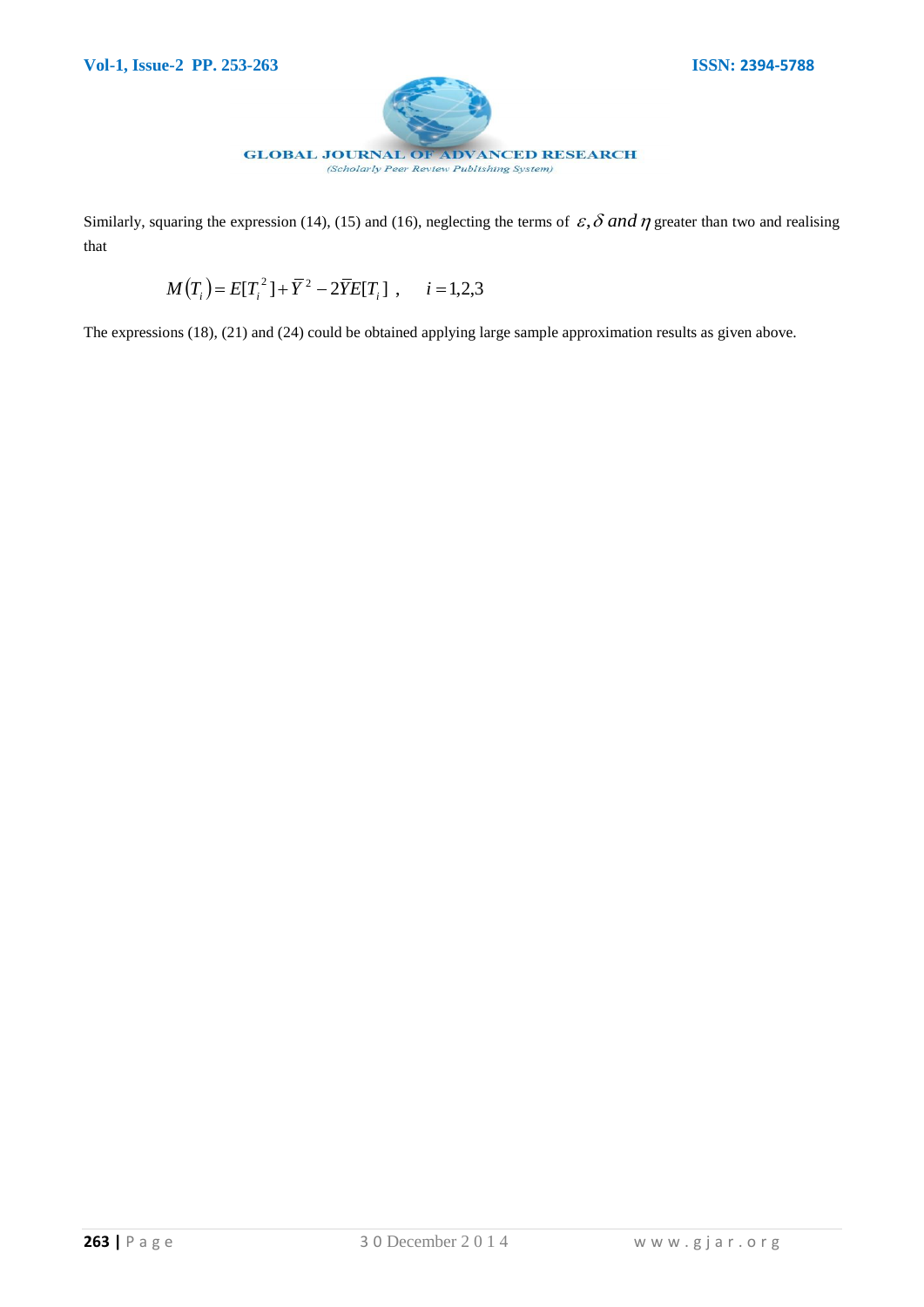Similarly, squaring the expression (14), (15) and (16), neglecting the terms of $\varepsilon, \delta$ *and* $\eta$ greater than two and realising that

$$M\left(T_i\right) = E[T_i^{\,2}] + \bar{Y}^2 - 2\bar{Y}E[T_i] \ , \qquad i = 1,2,3$$

The expressions (18), (21) and (24) could be obtained applying large sample approximation results as given above.